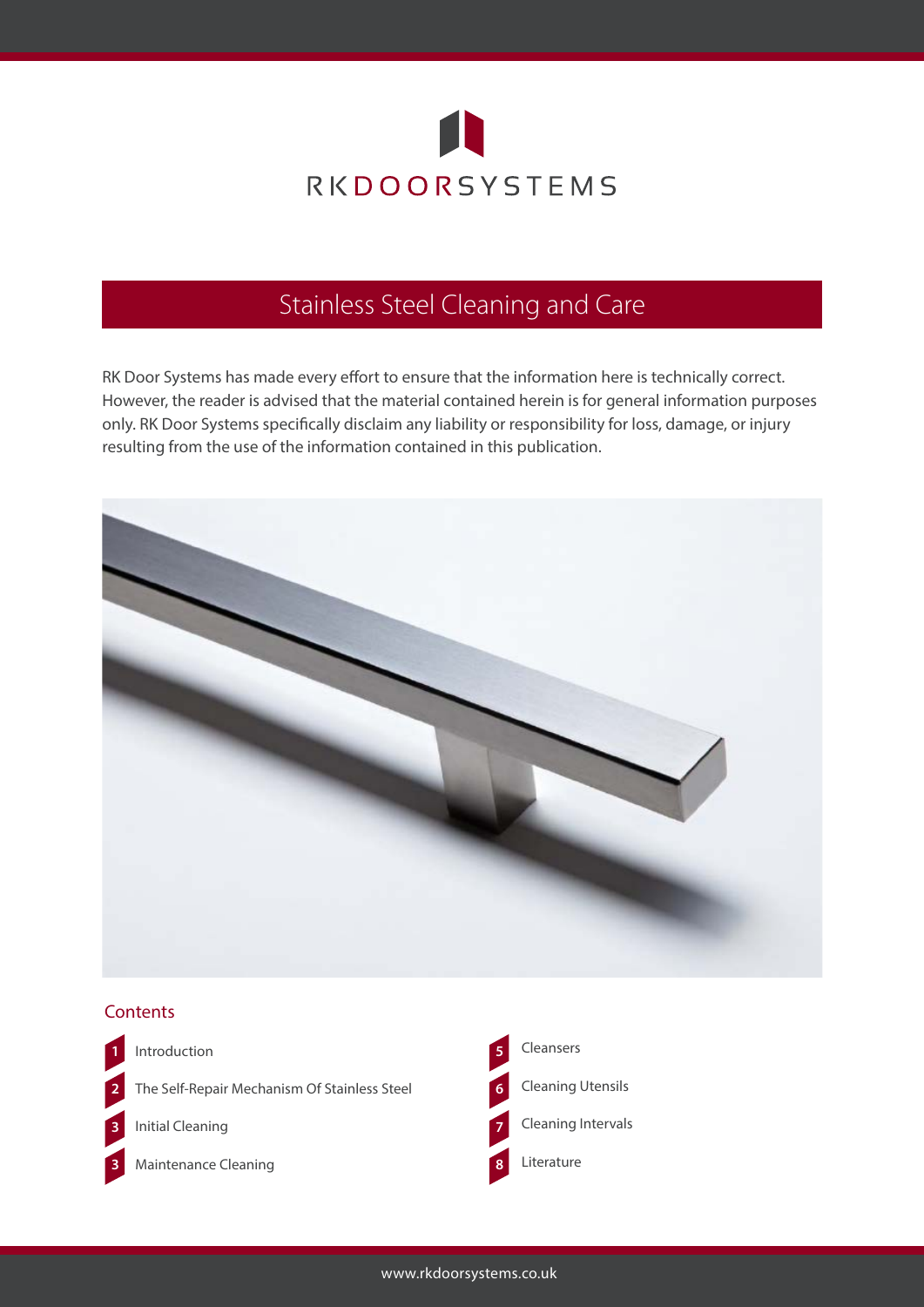RKDOORSYSTEMS

# Stainless Steel Cleaning and Care

RK Door Systems has made every effort to ensure that the information here is technically correct. However, the reader is advised that the material contained herein is for general information purposes only. RK Door Systems specifically disclaim any liability or responsibility for loss, damage, or injury resulting from the use of the information contained in this publication.

## Contents

- 1 Introduction
- 2 The Self-Repair Mechanism Of Stainless Steel
- 3 Initial Cleaning
- 3 Maintenance Cleaning
- 5 Cleansers
- 6 Cleaning Utensils
- 7 Cleaning Intervals
- 8 Literature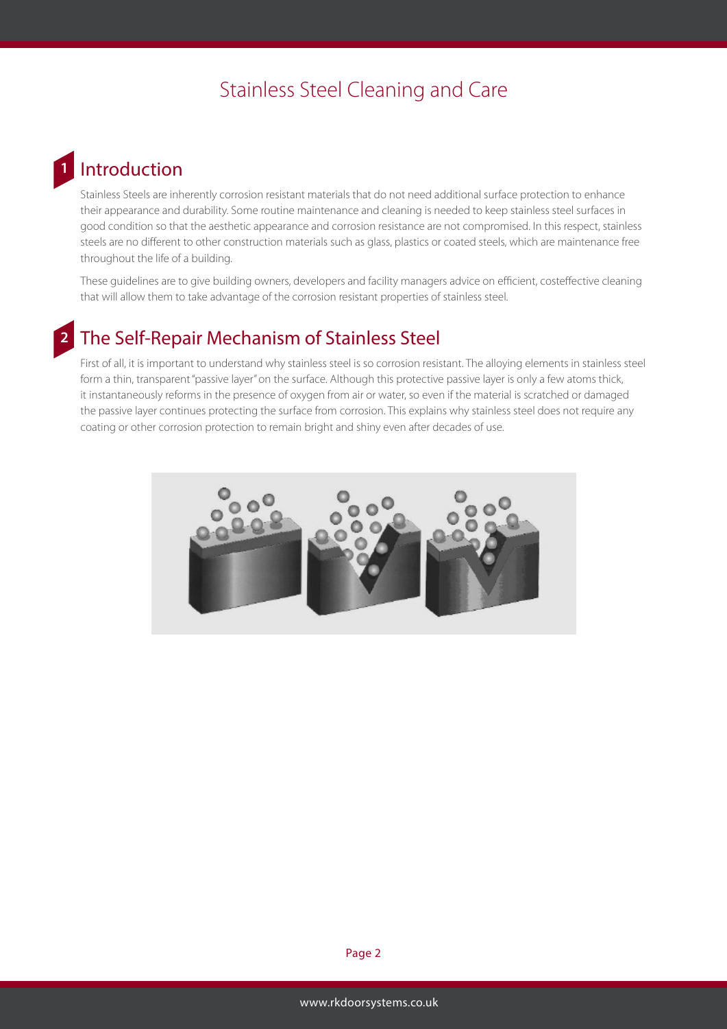# Stainless Steel Cleaning and Care

## 1 Introduction

Stainless Steels are inherently corrosion resistant materials that do not need additional surface protection to enhance their appearance and durability. Some routine maintenance and cleaning is needed to keep stainless steel surfaces in good condition so that the aesthetic appearance and corrosion resistance are not compromised. In this respect, stainless steels are no different to other construction materials such as glass, plastics or coated steels, which are maintenance free throughout the life of a building.

These guidelines are to give building owners, developers and facility managers advice on efficient, costeffective cleaning that will allow them to take advantage of the corrosion resistant properties of stainless steel.

## 2 The Self-Repair Mechanism of Stainless Steel

First of all, it is important to understand why stainless steel is so corrosion resistant. The alloying elements in stainless steel form a thin, transparent "passive layer" on the surface. Although this protective passive layer is only a few atoms thick, it instantaneously reforms in the presence of oxygen from air or water, so even if the material is scratched or damaged the passive layer continues protecting the surface from corrosion. This explains why stainless steel does not require any coating or other corrosion protection to remain bright and shiny even after decades of use.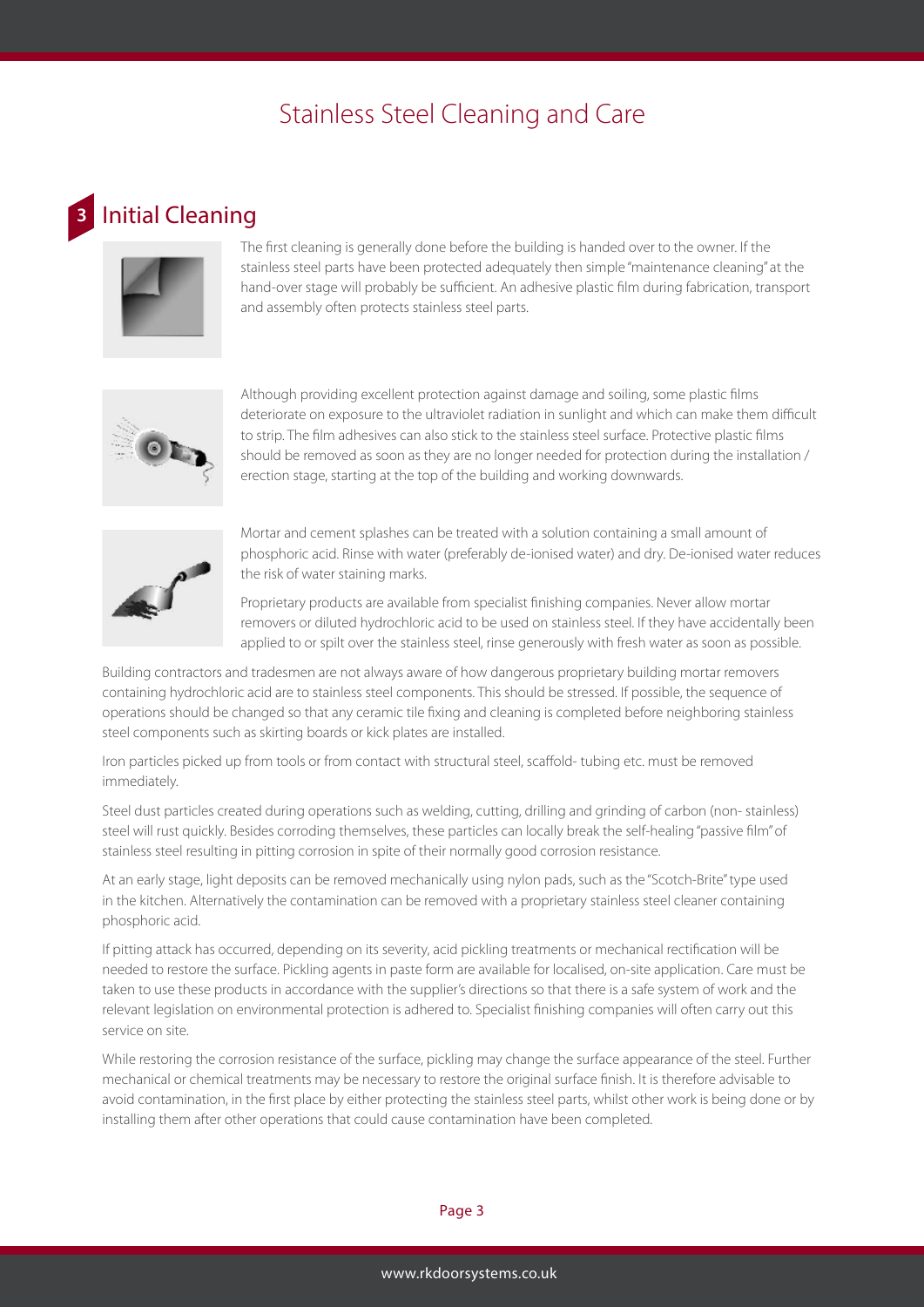## 3 Initial Cleaning

The first cleaning is generally done before the building is handed over to the owner. If the stainless steel parts have been protected adequately then simple "maintenance cleaning" at the hand-over stage will probably be sufficient. An adhesive plastic film during fabrication, transport and assembly often protects stainless steel parts.

Although providing excellent protection against damage and soiling, some plastic films deteriorate on exposure to the ultraviolet radiation in sunlight and which can make them difficult to strip. The film adhesives can also stick to the stainless steel surface. Protective plastic films should be removed as soon as they are no longer needed for protection during the installation / erection stage, starting at the top of the building and working downwards.

Mortar and cement splashes can be treated with a solution containing a small amount of phosphoric acid. Rinse with water (preferably de-ionised water) and dry. De-ionised water reduces the risk of water staining marks.

Proprietary products are available from specialist finishing companies. Never allow mortar removers or diluted hydrochloric acid to be used on stainless steel. If they have accidentally been applied to or spilt over the stainless steel, rinse generously with fresh water as soon as possible.

Building contractors and tradesmen are not always aware of how dangerous proprietary building mortar removers containing hydrochloric acid are to stainless steel components. This should be stressed. If possible, the sequence of operations should be changed so that any ceramic tile fixing and cleaning is completed before neighboring stainless steel components such as skirting boards or kick plates are installed.

Iron particles picked up from tools or from contact with structural steel, scaffold- tubing etc. must be removed immediately.

Steel dust particles created during operations such as welding, cutting, drilling and grinding of carbon (non- stainless) steel will rust quickly. Besides corroding themselves, these particles can locally break the self-healing "passive film" of stainless steel resulting in pitting corrosion in spite of their normally good corrosion resistance.

At an early stage, light deposits can be removed mechanically using nylon pads, such as the "Scotch-Brite" type used in the kitchen. Alternatively the contamination can be removed with a proprietary stainless steel cleaner containing phosphoric acid.

If pitting attack has occurred, depending on its severity, acid pickling treatments or mechanical rectification will be needed to restore the surface. Pickling agents in paste form are available for localised, on-site application. Care must be taken to use these products in accordance with the supplier's directions so that there is a safe system of work and the relevant legislation on environmental protection is adhered to. Specialist finishing companies will often carry out this service on site.

While restoring the corrosion resistance of the surface, pickling may change the surface appearance of the steel. Further mechanical or chemical treatments may be necessary to restore the original surface finish. It is therefore advisable to avoid contamination, in the first place by either protecting the stainless steel parts, whilst other work is being done or by installing them after other operations that could cause contamination have been completed.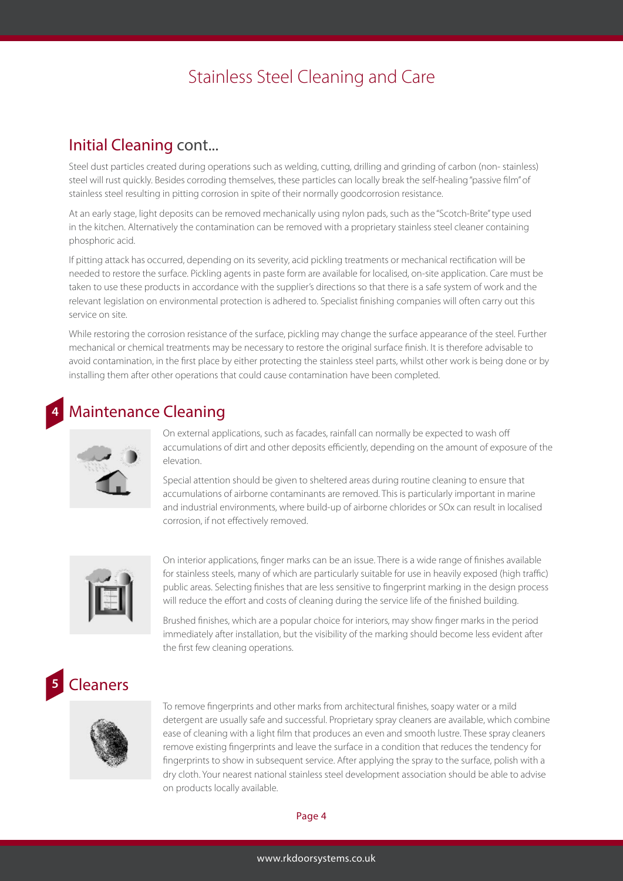# Stainless Steel Cleaning and Care

## Initial Cleaning cont...

Steel dust particles created during operations such as welding, cutting, drilling and grinding of carbon (non- stainless) steel will rust quickly. Besides corroding themselves, these particles can locally break the self-healing "passive film" of stainless steel resulting in pitting corrosion in spite of their normally goodcorrosion resistance.

At an early stage, light deposits can be removed mechanically using nylon pads, such as the "Scotch-Brite" type used in the kitchen. Alternatively the contamination can be removed with a proprietary stainless steel cleaner containing phosphoric acid.

If pitting attack has occurred, depending on its severity, acid pickling treatments or mechanical rectification will be needed to restore the surface. Pickling agents in paste form are available for localised, on-site application. Care must be taken to use these products in accordance with the supplier's directions so that there is a safe system of work and the relevant legislation on environmental protection is adhered to. Specialist finishing companies will often carry out this service on site.

While restoring the corrosion resistance of the surface, pickling may change the surface appearance of the steel. Further mechanical or chemical treatments may be necessary to restore the original surface finish. It is therefore advisable to avoid contamination, in the first place by either protecting the stainless steel parts, whilst other work is being done or by installing them after other operations that could cause contamination have been completed.

## 4 Maintenance Cleaning

On external applications, such as facades, rainfall can normally be expected to wash off accumulations of dirt and other deposits efficiently, depending on the amount of exposure of the elevation.

Special attention should be given to sheltered areas during routine cleaning to ensure that accumulations of airborne contaminants are removed. This is particularly important in marine and industrial environments, where build-up of airborne chlorides or SOx can result in localised corrosion, if not effectively removed.

On interior applications, finger marks can be an issue. There is a wide range of finishes available for stainless steels, many of which are particularly suitable for use in heavily exposed (high traffic) public areas. Selecting finishes that are less sensitive to fingerprint marking in the design process will reduce the effort and costs of cleaning during the service life of the finished building.

Brushed finishes, which are a popular choice for interiors, may show finger marks in the period immediately after installation, but the visibility of the marking should become less evident after the first few cleaning operations.

## 5 Cleaners

To remove fingerprints and other marks from architectural finishes, soapy water or a mild detergent are usually safe and successful. Proprietary spray cleaners are available, which combine ease of cleaning with a light film that produces an even and smooth lustre. These spray cleaners remove existing fingerprints and leave the surface in a condition that reduces the tendency for fingerprints to show in subsequent service. After applying the spray to the surface, polish with a dry cloth. Your nearest national stainless steel development association should be able to advise on products locally available.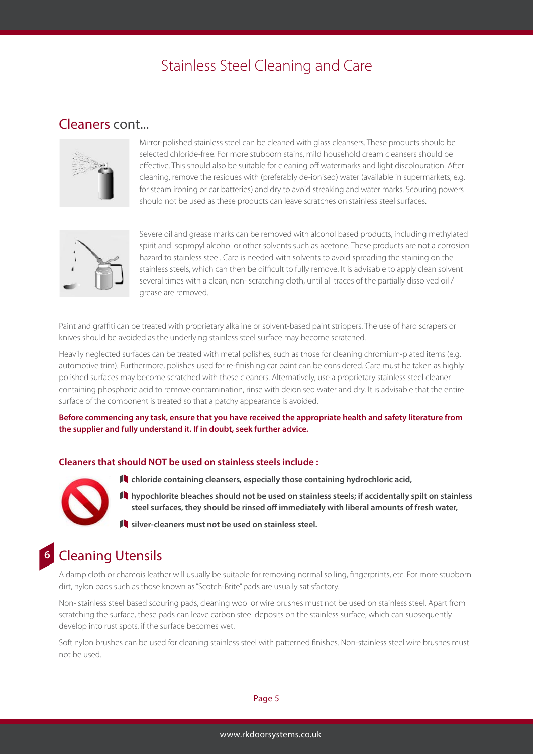# Stainless Steel Cleaning and Care

## Cleaners cont...

Mirror-polished stainless steel can be cleaned with glass cleansers. These products should be selected chloride-free. For more stubborn stains, mild household cream cleansers should be effective. This should also be suitable for cleaning off watermarks and light discolouration. After cleaning, remove the residues with (preferably de-ionised) water (available in supermarkets, e.g. for steam ironing or car batteries) and dry to avoid streaking and water marks. Scouring powers should not be used as these products can leave scratches on stainless steel surfaces.

Severe oil and grease marks can be removed with alcohol based products, including methylated spirit and isopropyl alcohol or other solvents such as acetone. These products are not a corrosion hazard to stainless steel. Care is needed with solvents to avoid spreading the staining on the stainless steels, which can then be difficult to fully remove. It is advisable to apply clean solvent several times with a clean, non- scratching cloth, until all traces of the partially dissolved oil / grease are removed.

Paint and graffiti can be treated with proprietary alkaline or solvent-based paint strippers. The use of hard scrapers or knives should be avoided as the underlying stainless steel surface may become scratched.

Heavily neglected surfaces can be treated with metal polishes, such as those for cleaning chromium-plated items (e.g. automotive trim). Furthermore, polishes used for re-finishing car paint can be considered. Care must be taken as highly polished surfaces may become scratched with these cleaners. Alternatively, use a proprietary stainless steel cleaner containing phosphoric acid to remove contamination, rinse with deionised water and dry. It is advisable that the entire surface of the component is treated so that a patchy appearance is avoided.

**Before commencing any task, ensure that you have received the appropriate health and safety literature from the supplier and fully understand it. If in doubt, seek further advice.**

**Cleaners that should NOT be used on stainless steels include :**

- **chloride containing cleansers, especially those containing hydrochloric acid,**
- **hypochlorite bleaches should not be used on stainless steels; if accidentally spilt on stainless steel surfaces, they should be rinsed off immediately with liberal amounts of fresh water,**
- **silver-cleaners must not be used on stainless steel.**

## 6 Cleaning Utensils

A damp cloth or chamois leather will usually be suitable for removing normal soiling, fingerprints, etc. For more stubborn dirt, nylon pads such as those known as "Scotch-Brite" pads are usually satisfactory.

Non- stainless steel based scouring pads, cleaning wool or wire brushes must not be used on stainless steel. Apart from scratching the surface, these pads can leave carbon steel deposits on the stainless surface, which can subsequently develop into rust spots, if the surface becomes wet.

Soft nylon brushes can be used for cleaning stainless steel with patterned finishes. Non-stainless steel wire brushes must not be used.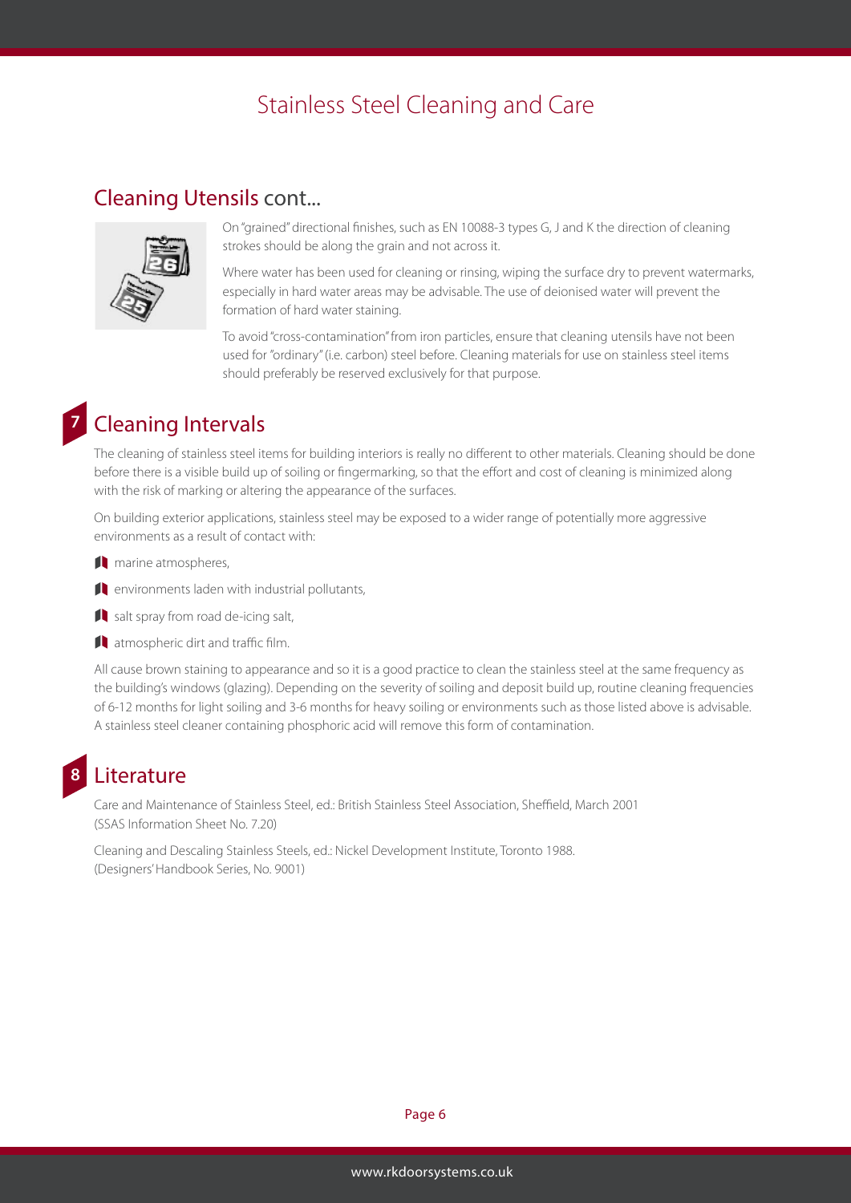# Stainless Steel Cleaning and Care

## Cleaning Utensils cont...

On "grained" directional finishes, such as EN 10088-3 types G, J and K the direction of cleaning strokes should be along the grain and not across it.

Where water has been used for cleaning or rinsing, wiping the surface dry to prevent watermarks, especially in hard water areas may be advisable. The use of deionised water will prevent the formation of hard water staining.

To avoid "cross-contamination" from iron particles, ensure that cleaning utensils have not been used for "ordinary" (i.e. carbon) steel before. Cleaning materials for use on stainless steel items should preferably be reserved exclusively for that purpose.

## 7 Cleaning Intervals

The cleaning of stainless steel items for building interiors is really no different to other materials. Cleaning should be done before there is a visible build up of soiling or fingermarking, so that the effort and cost of cleaning is minimized along with the risk of marking or altering the appearance of the surfaces.

On building exterior applications, stainless steel may be exposed to a wider range of potentially more aggressive environments as a result of contact with:

- marine atmospheres,
- environments laden with industrial pollutants,
- salt spray from road de-icing salt,
- atmospheric dirt and traffic film.

All cause brown staining to appearance and so it is a good practice to clean the stainless steel at the same frequency as the building's windows (glazing). Depending on the severity of soiling and deposit build up, routine cleaning frequencies of 6-12 months for light soiling and 3-6 months for heavy soiling or environments such as those listed above is advisable. A stainless steel cleaner containing phosphoric acid will remove this form of contamination.

## 8 Literature

Care and Maintenance of Stainless Steel, ed.: British Stainless Steel Association, Sheffield, March 2001 (SSAS Information Sheet No. 7.20)

Cleaning and Descaling Stainless Steels, ed.: Nickel Development Institute, Toronto 1988. (Designers' Handbook Series, No. 9001)